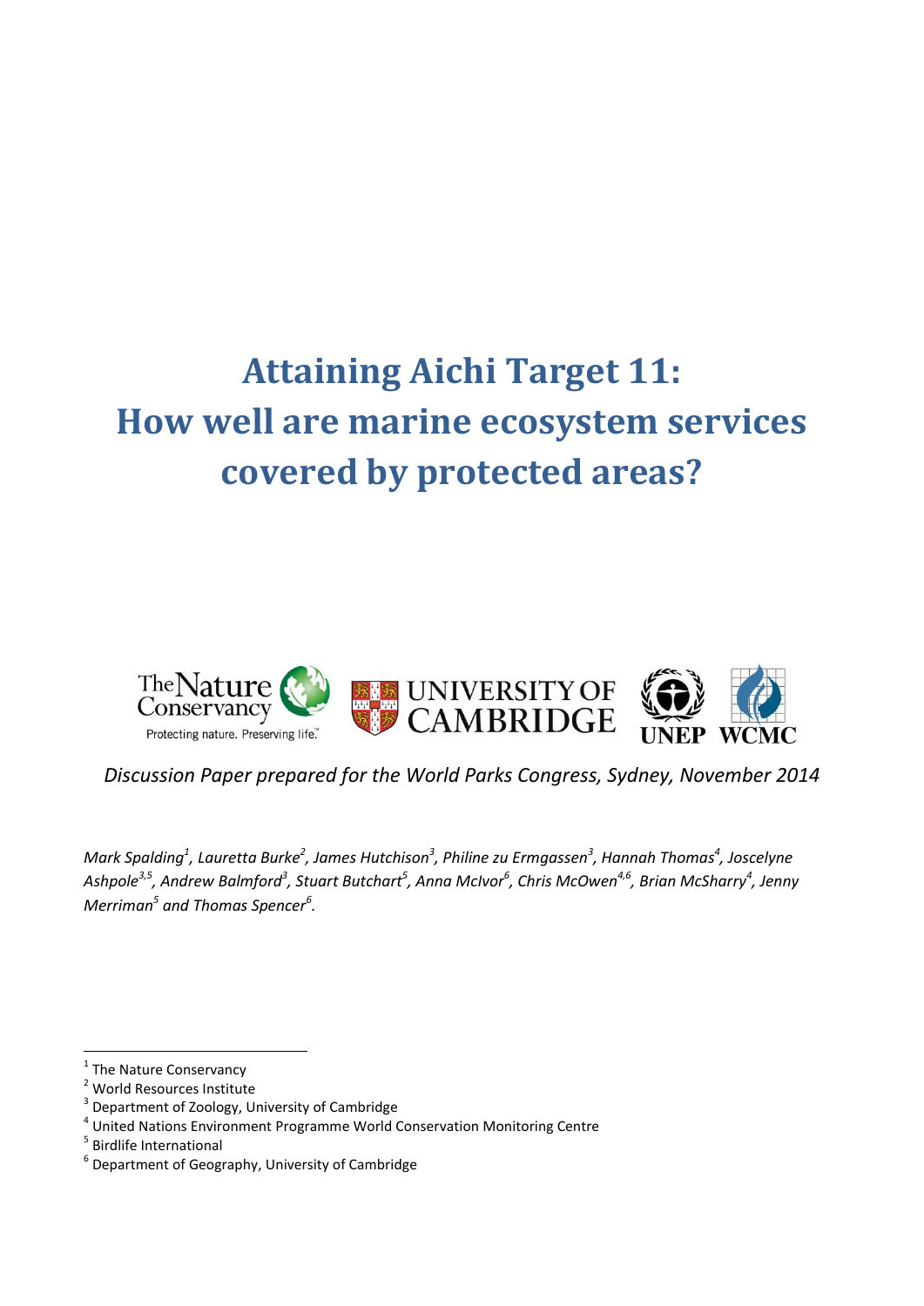# Attaining Aichi Target 11: How well are marine ecosystem services covered by protected areas?

*Discussion Paper prepared for the World Parks Congress, Sydney, November 2014*

*Mark Spalding[1], Lauretta Burke[2], James Hutchison[3], Philine zu Ermgassen[3], Hannah Thomas[4], Joscelyne Ashpole[3,5], Andrew Balmford[3], Stuart Butchart[5], Anna McIvor[6], Chris McOwen[4,6], Brian McSharry[4], Jenny Merriman[5] and Thomas Spencer[6].*

---

[1] The Nature Conservancy
[2] World Resources Institute
[3] Department of Zoology, University of Cambridge
[4] United Nations Environment Programme World Conservation Monitoring Centre
[5] Birdlife International
[6] Department of Geography, University of Cambridge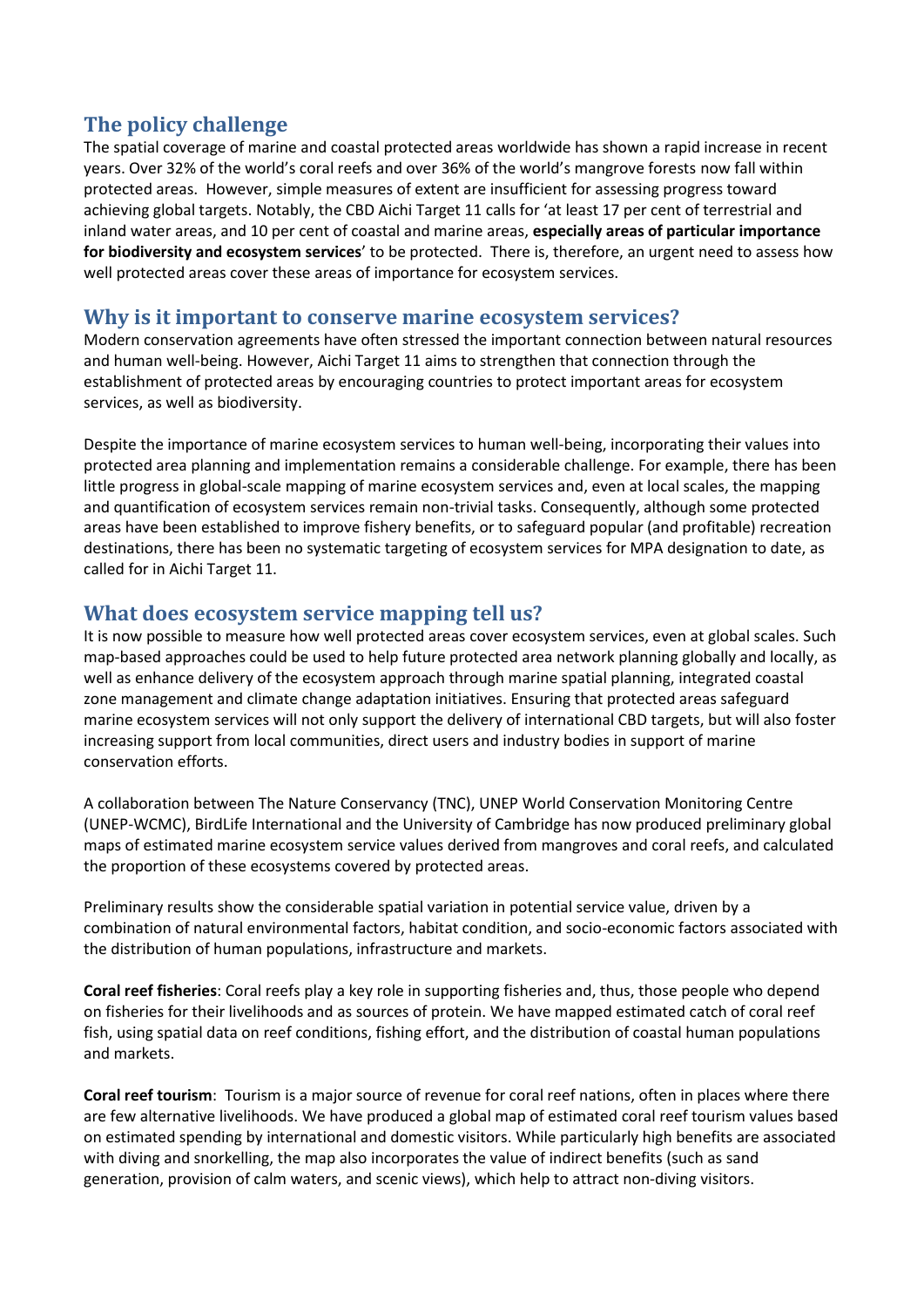## The policy challenge

The spatial coverage of marine and coastal protected areas worldwide has shown a rapid increase in recent years. Over 32% of the world's coral reefs and over 36% of the world's mangrove forests now fall within protected areas. However, simple measures of extent are insufficient for assessing progress toward achieving global targets. Notably, the CBD Aichi Target 11 calls for 'at least 17 per cent of terrestrial and inland water areas, and 10 per cent of coastal and marine areas, **especially areas of particular importance for biodiversity and ecosystem services**' to be protected. There is, therefore, an urgent need to assess how well protected areas cover these areas of importance for ecosystem services.

## Why is it important to conserve marine ecosystem services?

Modern conservation agreements have often stressed the important connection between natural resources and human well-being. However, Aichi Target 11 aims to strengthen that connection through the establishment of protected areas by encouraging countries to protect important areas for ecosystem services, as well as biodiversity.

Despite the importance of marine ecosystem services to human well-being, incorporating their values into protected area planning and implementation remains a considerable challenge. For example, there has been little progress in global-scale mapping of marine ecosystem services and, even at local scales, the mapping and quantification of ecosystem services remain non-trivial tasks. Consequently, although some protected areas have been established to improve fishery benefits, or to safeguard popular (and profitable) recreation destinations, there has been no systematic targeting of ecosystem services for MPA designation to date, as called for in Aichi Target 11.

## What does ecosystem service mapping tell us?

It is now possible to measure how well protected areas cover ecosystem services, even at global scales. Such map-based approaches could be used to help future protected area network planning globally and locally, as well as enhance delivery of the ecosystem approach through marine spatial planning, integrated coastal zone management and climate change adaptation initiatives. Ensuring that protected areas safeguard marine ecosystem services will not only support the delivery of international CBD targets, but will also foster increasing support from local communities, direct users and industry bodies in support of marine conservation efforts.

A collaboration between The Nature Conservancy (TNC), UNEP World Conservation Monitoring Centre (UNEP-WCMC), BirdLife International and the University of Cambridge has now produced preliminary global maps of estimated marine ecosystem service values derived from mangroves and coral reefs, and calculated the proportion of these ecosystems covered by protected areas.

Preliminary results show the considerable spatial variation in potential service value, driven by a combination of natural environmental factors, habitat condition, and socio-economic factors associated with the distribution of human populations, infrastructure and markets.

**Coral reef fisheries**: Coral reefs play a key role in supporting fisheries and, thus, those people who depend on fisheries for their livelihoods and as sources of protein. We have mapped estimated catch of coral reef fish, using spatial data on reef conditions, fishing effort, and the distribution of coastal human populations and markets.

**Coral reef tourism**: Tourism is a major source of revenue for coral reef nations, often in places where there are few alternative livelihoods. We have produced a global map of estimated coral reef tourism values based on estimated spending by international and domestic visitors. While particularly high benefits are associated with diving and snorkelling, the map also incorporates the value of indirect benefits (such as sand generation, provision of calm waters, and scenic views), which help to attract non-diving visitors.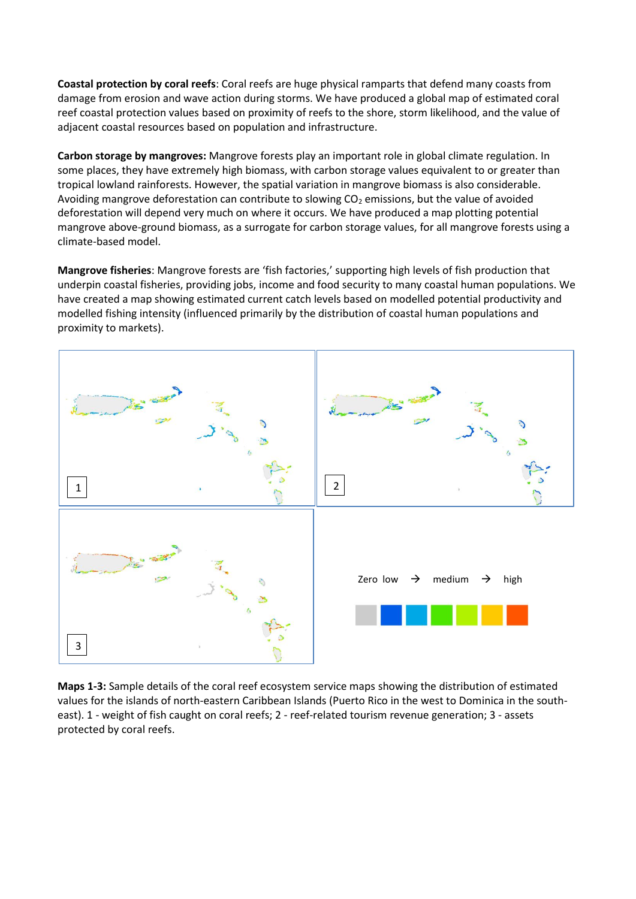**Coastal protection by coral reefs**: Coral reefs are huge physical ramparts that defend many coasts from damage from erosion and wave action during storms. We have produced a global map of estimated coral reef coastal protection values based on proximity of reefs to the shore, storm likelihood, and the value of adjacent coastal resources based on population and infrastructure.

**Carbon storage by mangroves:** Mangrove forests play an important role in global climate regulation. In some places, they have extremely high biomass, with carbon storage values equivalent to or greater than tropical lowland rainforests. However, the spatial variation in mangrove biomass is also considerable. Avoiding mangrove deforestation can contribute to slowing $CO_2$ emissions, but the value of avoided deforestation will depend very much on where it occurs. We have produced a map plotting potential mangrove above-ground biomass, as a surrogate for carbon storage values, for all mangrove forests using a climate-based model.

**Mangrove fisheries**: Mangrove forests are 'fish factories,' supporting high levels of fish production that underpin coastal fisheries, providing jobs, income and food security to many coastal human populations. We have created a map showing estimated current catch levels based on modelled potential productivity and modelled fishing intensity (influenced primarily by the distribution of coastal human populations and proximity to markets).

Zero low → medium → high

**Maps 1-3:** Sample details of the coral reef ecosystem service maps showing the distribution of estimated values for the islands of north-eastern Caribbean Islands (Puerto Rico in the west to Dominica in the south-east). 1 - weight of fish caught on coral reefs; 2 - reef-related tourism revenue generation; 3 - assets protected by coral reefs.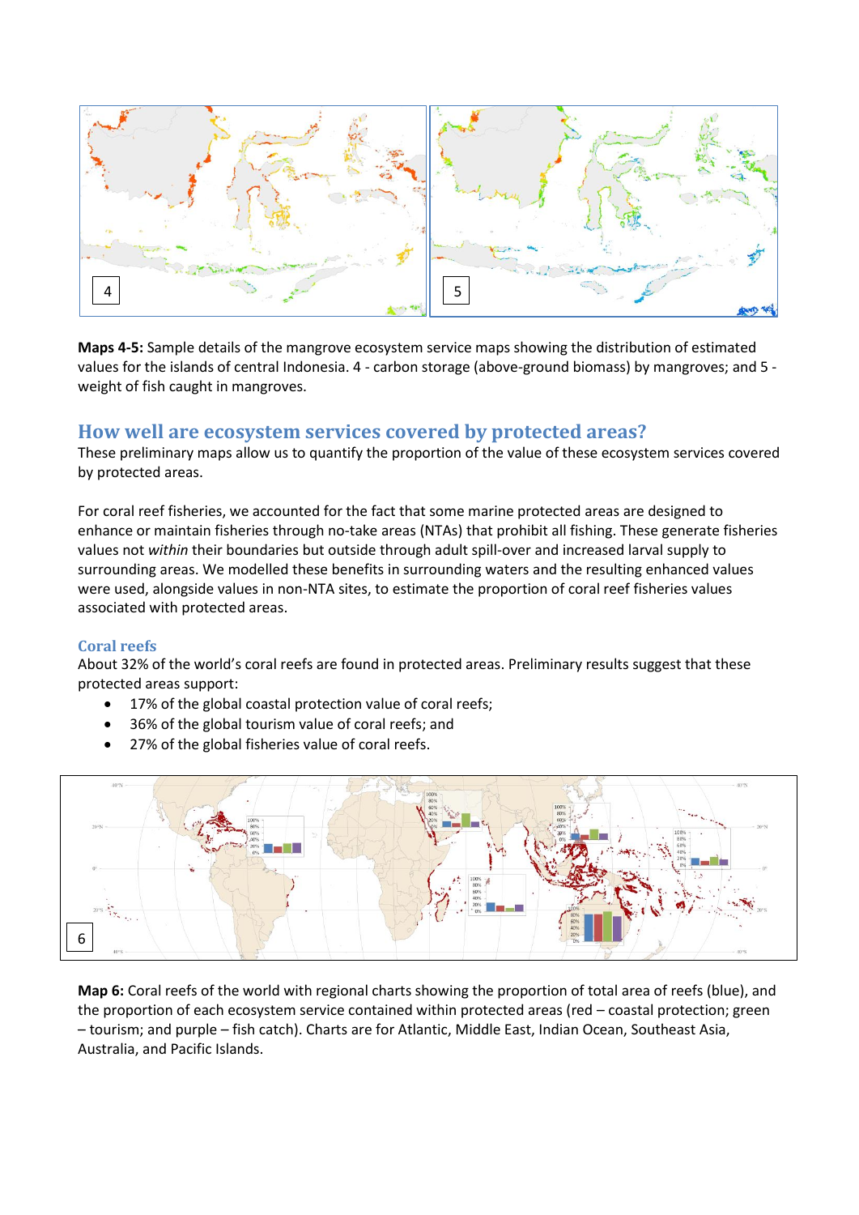**Maps 4-5:** Sample details of the mangrove ecosystem service maps showing the distribution of estimated values for the islands of central Indonesia. 4 - carbon storage (above-ground biomass) by mangroves; and 5 - weight of fish caught in mangroves.

## How well are ecosystem services covered by protected areas?

These preliminary maps allow us to quantify the proportion of the value of these ecosystem services covered by protected areas.

For coral reef fisheries, we accounted for the fact that some marine protected areas are designed to enhance or maintain fisheries through no-take areas (NTAs) that prohibit all fishing. These generate fisheries values not *within* their boundaries but outside through adult spill-over and increased larval supply to surrounding areas. We modelled these benefits in surrounding waters and the resulting enhanced values were used, alongside values in non-NTA sites, to estimate the proportion of coral reef fisheries values associated with protected areas.

### Coral reefs

About 32% of the world's coral reefs are found in protected areas. Preliminary results suggest that these protected areas support:

- 17% of the global coastal protection value of coral reefs;
- 36% of the global tourism value of coral reefs; and
- 27% of the global fisheries value of coral reefs.

**Map 6:** Coral reefs of the world with regional charts showing the proportion of total area of reefs (blue), and the proportion of each ecosystem service contained within protected areas (red – coastal protection; green – tourism; and purple – fish catch). Charts are for Atlantic, Middle East, Indian Ocean, Southeast Asia, Australia, and Pacific Islands.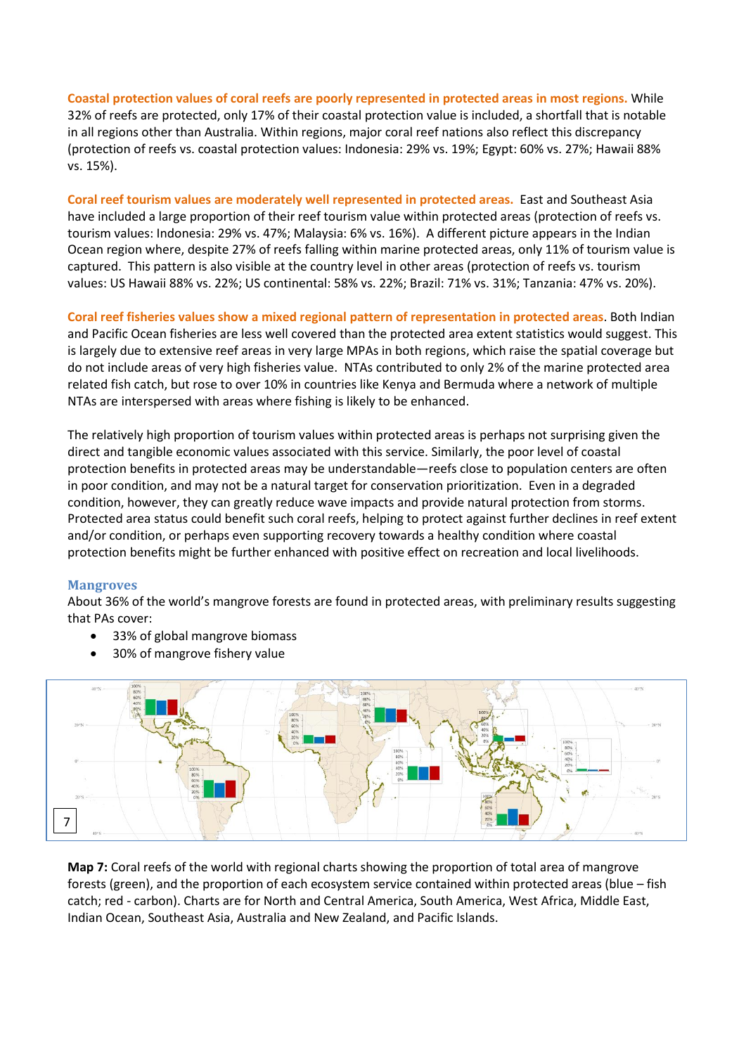**Coastal protection values of coral reefs are poorly represented in protected areas in most regions.** While 32% of reefs are protected, only 17% of their coastal protection value is included, a shortfall that is notable in all regions other than Australia. Within regions, major coral reef nations also reflect this discrepancy (protection of reefs vs. coastal protection values: Indonesia: 29% vs. 19%; Egypt: 60% vs. 27%; Hawaii 88% vs. 15%).

**Coral reef tourism values are moderately well represented in protected areas.** East and Southeast Asia have included a large proportion of their reef tourism value within protected areas (protection of reefs vs. tourism values: Indonesia: 29% vs. 47%; Malaysia: 6% vs. 16%). A different picture appears in the Indian Ocean region where, despite 27% of reefs falling within marine protected areas, only 11% of tourism value is captured. This pattern is also visible at the country level in other areas (protection of reefs vs. tourism values: US Hawaii 88% vs. 22%; US continental: 58% vs. 22%; Brazil: 71% vs. 31%; Tanzania: 47% vs. 20%).

**Coral reef fisheries values show a mixed regional pattern of representation in protected areas**. Both Indian and Pacific Ocean fisheries are less well covered than the protected area extent statistics would suggest. This is largely due to extensive reef areas in very large MPAs in both regions, which raise the spatial coverage but do not include areas of very high fisheries value. NTAs contributed to only 2% of the marine protected area related fish catch, but rose to over 10% in countries like Kenya and Bermuda where a network of multiple NTAs are interspersed with areas where fishing is likely to be enhanced.

The relatively high proportion of tourism values within protected areas is perhaps not surprising given the direct and tangible economic values associated with this service. Similarly, the poor level of coastal protection benefits in protected areas may be understandable—reefs close to population centers are often in poor condition, and may not be a natural target for conservation prioritization. Even in a degraded condition, however, they can greatly reduce wave impacts and provide natural protection from storms. Protected area status could benefit such coral reefs, helping to protect against further declines in reef extent and/or condition, or perhaps even supporting recovery towards a healthy condition where coastal protection benefits might be further enhanced with positive effect on recreation and local livelihoods.

### Mangroves

About 36% of the world's mangrove forests are found in protected areas, with preliminary results suggesting that PAs cover:

- 33% of global mangrove biomass
- 30% of mangrove fishery value

**Map 7:** Coral reefs of the world with regional charts showing the proportion of total area of mangrove forests (green), and the proportion of each ecosystem service contained within protected areas (blue – fish catch; red - carbon). Charts are for North and Central America, South America, West Africa, Middle East, Indian Ocean, Southeast Asia, Australia and New Zealand, and Pacific Islands.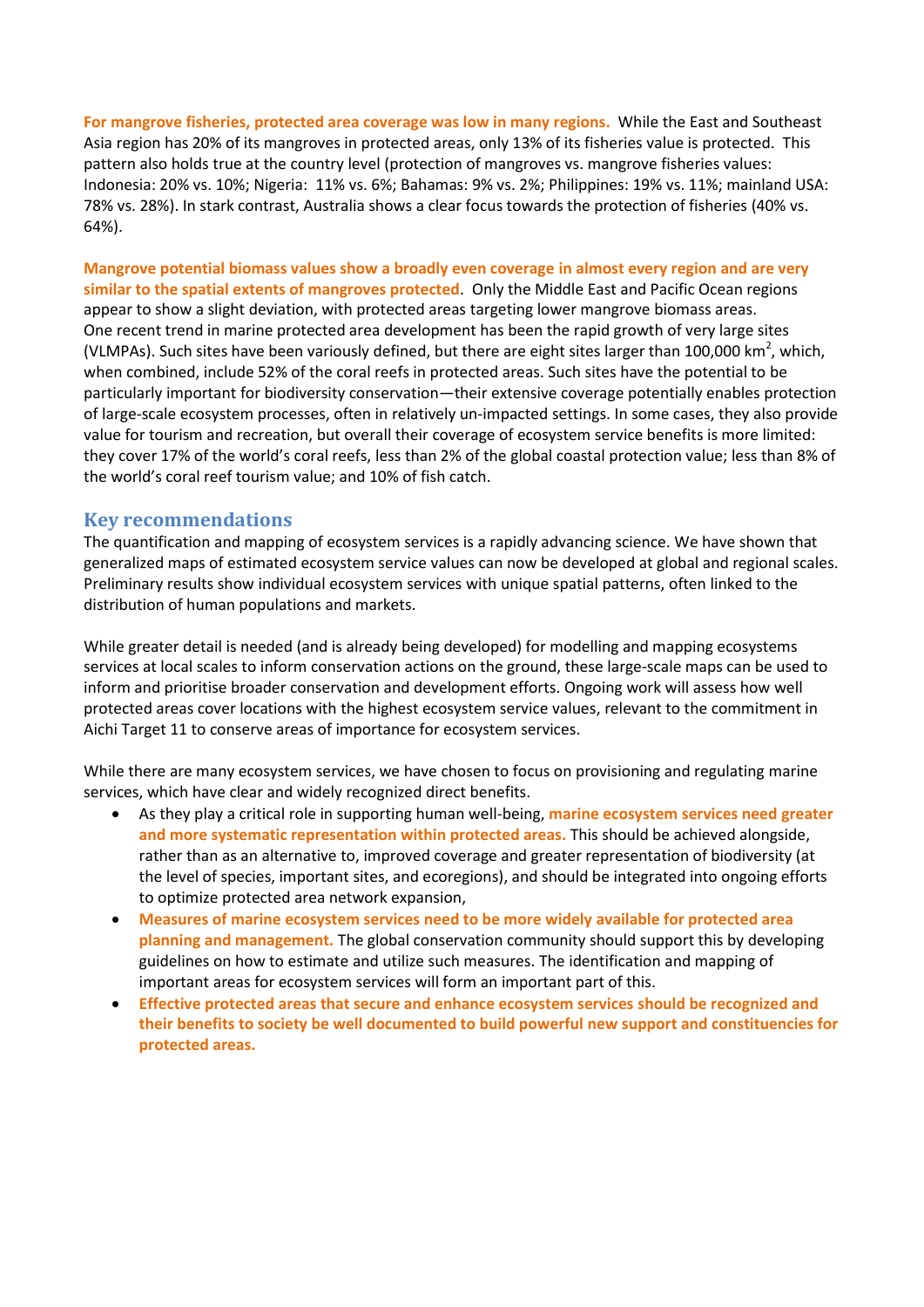**For mangrove fisheries, protected area coverage was low in many regions.** While the East and Southeast Asia region has 20% of its mangroves in protected areas, only 13% of its fisheries value is protected. This pattern also holds true at the country level (protection of mangroves vs. mangrove fisheries values: Indonesia: 20% vs. 10%; Nigeria: 11% vs. 6%; Bahamas: 9% vs. 2%; Philippines: 19% vs. 11%; mainland USA: 78% vs. 28%). In stark contrast, Australia shows a clear focus towards the protection of fisheries (40% vs. 64%).

**Mangrove potential biomass values show a broadly even coverage in almost every region and are very similar to the spatial extents of mangroves protected**. Only the Middle East and Pacific Ocean regions appear to show a slight deviation, with protected areas targeting lower mangrove biomass areas. One recent trend in marine protected area development has been the rapid growth of very large sites (VLMPAs). Such sites have been variously defined, but there are eight sites larger than 100,000 $km^2$, which, when combined, include 52% of the coral reefs in protected areas. Such sites have the potential to be particularly important for biodiversity conservation—their extensive coverage potentially enables protection of large-scale ecosystem processes, often in relatively un-impacted settings. In some cases, they also provide value for tourism and recreation, but overall their coverage of ecosystem service benefits is more limited: they cover 17% of the world's coral reefs, less than 2% of the global coastal protection value; less than 8% of the world's coral reef tourism value; and 10% of fish catch.

## Key recommendations

The quantification and mapping of ecosystem services is a rapidly advancing science. We have shown that generalized maps of estimated ecosystem service values can now be developed at global and regional scales. Preliminary results show individual ecosystem services with unique spatial patterns, often linked to the distribution of human populations and markets.

While greater detail is needed (and is already being developed) for modelling and mapping ecosystems services at local scales to inform conservation actions on the ground, these large-scale maps can be used to inform and prioritise broader conservation and development efforts. Ongoing work will assess how well protected areas cover locations with the highest ecosystem service values, relevant to the commitment in Aichi Target 11 to conserve areas of importance for ecosystem services.

While there are many ecosystem services, we have chosen to focus on provisioning and regulating marine services, which have clear and widely recognized direct benefits.

- As they play a critical role in supporting human well-being, **marine ecosystem services need greater and more systematic representation within protected areas.** This should be achieved alongside, rather than as an alternative to, improved coverage and greater representation of biodiversity (at the level of species, important sites, and ecoregions), and should be integrated into ongoing efforts to optimize protected area network expansion,
- **Measures of marine ecosystem services need to be more widely available for protected area planning and management.** The global conservation community should support this by developing guidelines on how to estimate and utilize such measures. The identification and mapping of important areas for ecosystem services will form an important part of this.
- **Effective protected areas that secure and enhance ecosystem services should be recognized and their benefits to society be well documented to build powerful new support and constituencies for protected areas.**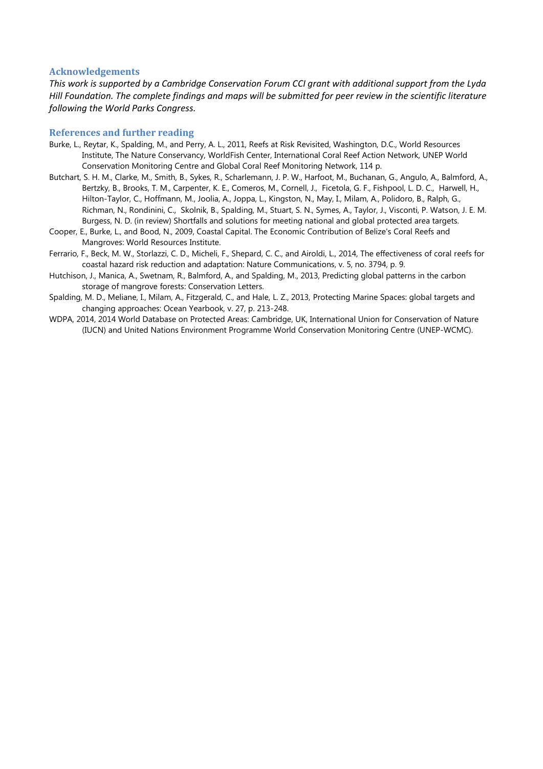## Acknowledgements

*This work is supported by a Cambridge Conservation Forum CCI grant with additional support from the Lyda Hill Foundation. The complete findings and maps will be submitted for peer review in the scientific literature following the World Parks Congress.*

## References and further reading

Burke, L., Reytar, K., Spalding, M., and Perry, A. L., 2011, Reefs at Risk Revisited, Washington, D.C., World Resources Institute, The Nature Conservancy, WorldFish Center, International Coral Reef Action Network, UNEP World Conservation Monitoring Centre and Global Coral Reef Monitoring Network, 114 p.

Butchart, S. H. M., Clarke, M., Smith, B., Sykes, R., Scharlemann, J. P. W., Harfoot, M., Buchanan, G., Angulo, A., Balmford, A., Bertzky, B., Brooks, T. M., Carpenter, K. E., Comeros, M., Cornell, J., Ficetola, G. F., Fishpool, L. D. C., Harwell, H., Hilton-Taylor, C., Hoffmann, M., Joolia, A., Joppa, L., Kingston, N., May, I., Milam, A., Polidoro, B., Ralph, G., Richman, N., Rondinini, C., Skolnik, B., Spalding, M., Stuart, S. N., Symes, A., Taylor, J., Visconti, P. Watson, J. E. M. Burgess, N. D. (in review) Shortfalls and solutions for meeting national and global protected area targets.

Cooper, E., Burke, L., and Bood, N., 2009, Coastal Capital. The Economic Contribution of Belize's Coral Reefs and Mangroves: World Resources Institute.

Ferrario, F., Beck, M. W., Storlazzi, C. D., Micheli, F., Shepard, C. C., and Airoldi, L., 2014, The effectiveness of coral reefs for coastal hazard risk reduction and adaptation: Nature Communications, v. 5, no. 3794, p. 9.

Hutchison, J., Manica, A., Swetnam, R., Balmford, A., and Spalding, M., 2013, Predicting global patterns in the carbon storage of mangrove forests: Conservation Letters.

Spalding, M. D., Meliane, I., Milam, A., Fitzgerald, C., and Hale, L. Z., 2013, Protecting Marine Spaces: global targets and changing approaches: Ocean Yearbook, v. 27, p. 213-248.

WDPA, 2014, 2014 World Database on Protected Areas: Cambridge, UK, International Union for Conservation of Nature (IUCN) and United Nations Environment Programme World Conservation Monitoring Centre (UNEP-WCMC).